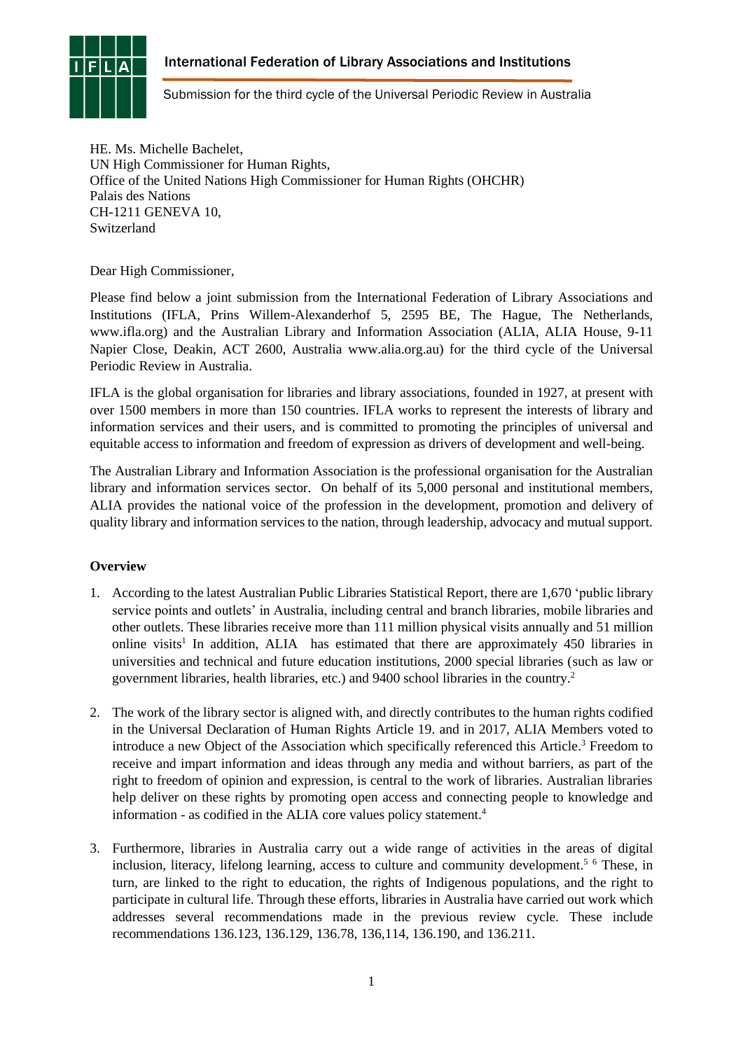International Federation of Library Associations and Institutions

Submission for the third cycle of the Universal Periodic Review in Australia

HE. Ms. Michelle Bachelet,
UN High Commissioner for Human Rights,
Office of the United Nations High Commissioner for Human Rights (OHCHR)
Palais des Nations
CH-1211 GENEVA 10,
Switzerland

Dear High Commissioner,

Please find below a joint submission from the International Federation of Library Associations and Institutions (IFLA, Prins Willem-Alexanderhof 5, 2595 BE, The Hague, The Netherlands, www.ifla.org) and the Australian Library and Information Association (ALIA, ALIA House, 9-11 Napier Close, Deakin, ACT 2600, Australia www.alia.org.au) for the third cycle of the Universal Periodic Review in Australia.

IFLA is the global organisation for libraries and library associations, founded in 1927, at present with over 1500 members in more than 150 countries. IFLA works to represent the interests of library and information services and their users, and is committed to promoting the principles of universal and equitable access to information and freedom of expression as drivers of development and well-being.

The Australian Library and Information Association is the professional organisation for the Australian library and information services sector. On behalf of its 5,000 personal and institutional members, ALIA provides the national voice of the profession in the development, promotion and delivery of quality library and information services to the nation, through leadership, advocacy and mutual support.

**Overview**

1. According to the latest Australian Public Libraries Statistical Report, there are 1,670 'public library service points and outlets' in Australia, including central and branch libraries, mobile libraries and other outlets. These libraries receive more than 111 million physical visits annually and 51 million online visits[1] In addition, ALIA has estimated that there are approximately 450 libraries in universities and technical and future education institutions, 2000 special libraries (such as law or government libraries, health libraries, etc.) and 9400 school libraries in the country.[2]

2. The work of the library sector is aligned with, and directly contributes to the human rights codified in the Universal Declaration of Human Rights Article 19. and in 2017, ALIA Members voted to introduce a new Object of the Association which specifically referenced this Article.[3] Freedom to receive and impart information and ideas through any media and without barriers, as part of the right to freedom of opinion and expression, is central to the work of libraries. Australian libraries help deliver on these rights by promoting open access and connecting people to knowledge and information - as codified in the ALIA core values policy statement.[4]

3. Furthermore, libraries in Australia carry out a wide range of activities in the areas of digital inclusion, literacy, lifelong learning, access to culture and community development.[5] [6] These, in turn, are linked to the right to education, the rights of Indigenous populations, and the right to participate in cultural life. Through these efforts, libraries in Australia have carried out work which addresses several recommendations made in the previous review cycle. These include recommendations 136.123, 136.129, 136.78, 136,114, 136.190, and 136.211.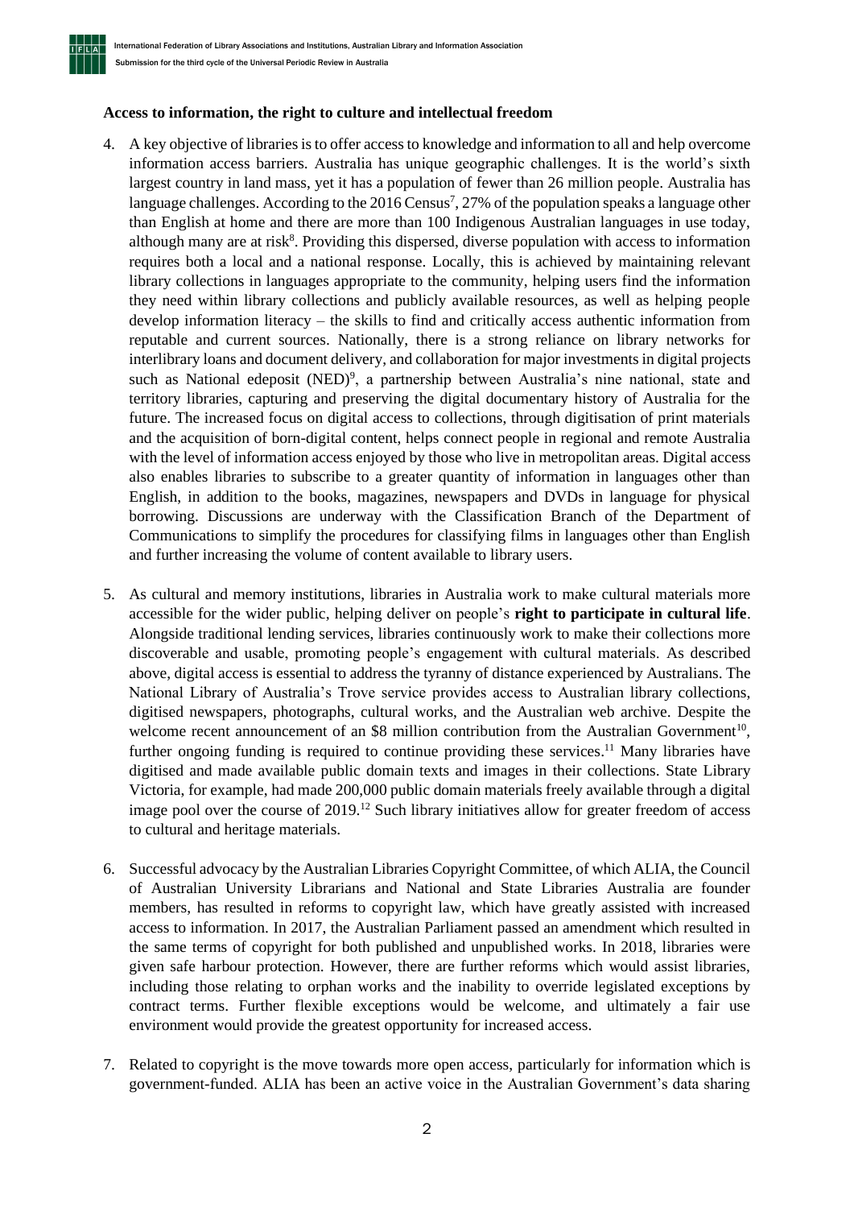**Access to information, the right to culture and intellectual freedom**

4. A key objective of libraries is to offer access to knowledge and information to all and help overcome information access barriers. Australia has unique geographic challenges. It is the world's sixth largest country in land mass, yet it has a population of fewer than 26 million people. Australia has language challenges. According to the 2016 Census[7], 27% of the population speaks a language other than English at home and there are more than 100 Indigenous Australian languages in use today, although many are at risk[8]. Providing this dispersed, diverse population with access to information requires both a local and a national response. Locally, this is achieved by maintaining relevant library collections in languages appropriate to the community, helping users find the information they need within library collections and publicly available resources, as well as helping people develop information literacy – the skills to find and critically access authentic information from reputable and current sources. Nationally, there is a strong reliance on library networks for interlibrary loans and document delivery, and collaboration for major investments in digital projects such as National edeposit (NED)[9], a partnership between Australia's nine national, state and territory libraries, capturing and preserving the digital documentary history of Australia for the future. The increased focus on digital access to collections, through digitisation of print materials and the acquisition of born-digital content, helps connect people in regional and remote Australia with the level of information access enjoyed by those who live in metropolitan areas. Digital access also enables libraries to subscribe to a greater quantity of information in languages other than English, in addition to the books, magazines, newspapers and DVDs in language for physical borrowing. Discussions are underway with the Classification Branch of the Department of Communications to simplify the procedures for classifying films in languages other than English and further increasing the volume of content available to library users.

5. As cultural and memory institutions, libraries in Australia work to make cultural materials more accessible for the wider public, helping deliver on people's **right to participate in cultural life**. Alongside traditional lending services, libraries continuously work to make their collections more discoverable and usable, promoting people's engagement with cultural materials. As described above, digital access is essential to address the tyranny of distance experienced by Australians. The National Library of Australia's Trove service provides access to Australian library collections, digitised newspapers, photographs, cultural works, and the Australian web archive. Despite the welcome recent announcement of an $8 million contribution from the Australian Government[10], further ongoing funding is required to continue providing these services.[11] Many libraries have digitised and made available public domain texts and images in their collections. State Library Victoria, for example, had made 200,000 public domain materials freely available through a digital image pool over the course of 2019.[12] Such library initiatives allow for greater freedom of access to cultural and heritage materials.

6. Successful advocacy by the Australian Libraries Copyright Committee, of which ALIA, the Council of Australian University Librarians and National and State Libraries Australia are founder members, has resulted in reforms to copyright law, which have greatly assisted with increased access to information. In 2017, the Australian Parliament passed an amendment which resulted in the same terms of copyright for both published and unpublished works. In 2018, libraries were given safe harbour protection. However, there are further reforms which would assist libraries, including those relating to orphan works and the inability to override legislated exceptions by contract terms. Further flexible exceptions would be welcome, and ultimately a fair use environment would provide the greatest opportunity for increased access.

7. Related to copyright is the move towards more open access, particularly for information which is government-funded. ALIA has been an active voice in the Australian Government's data sharing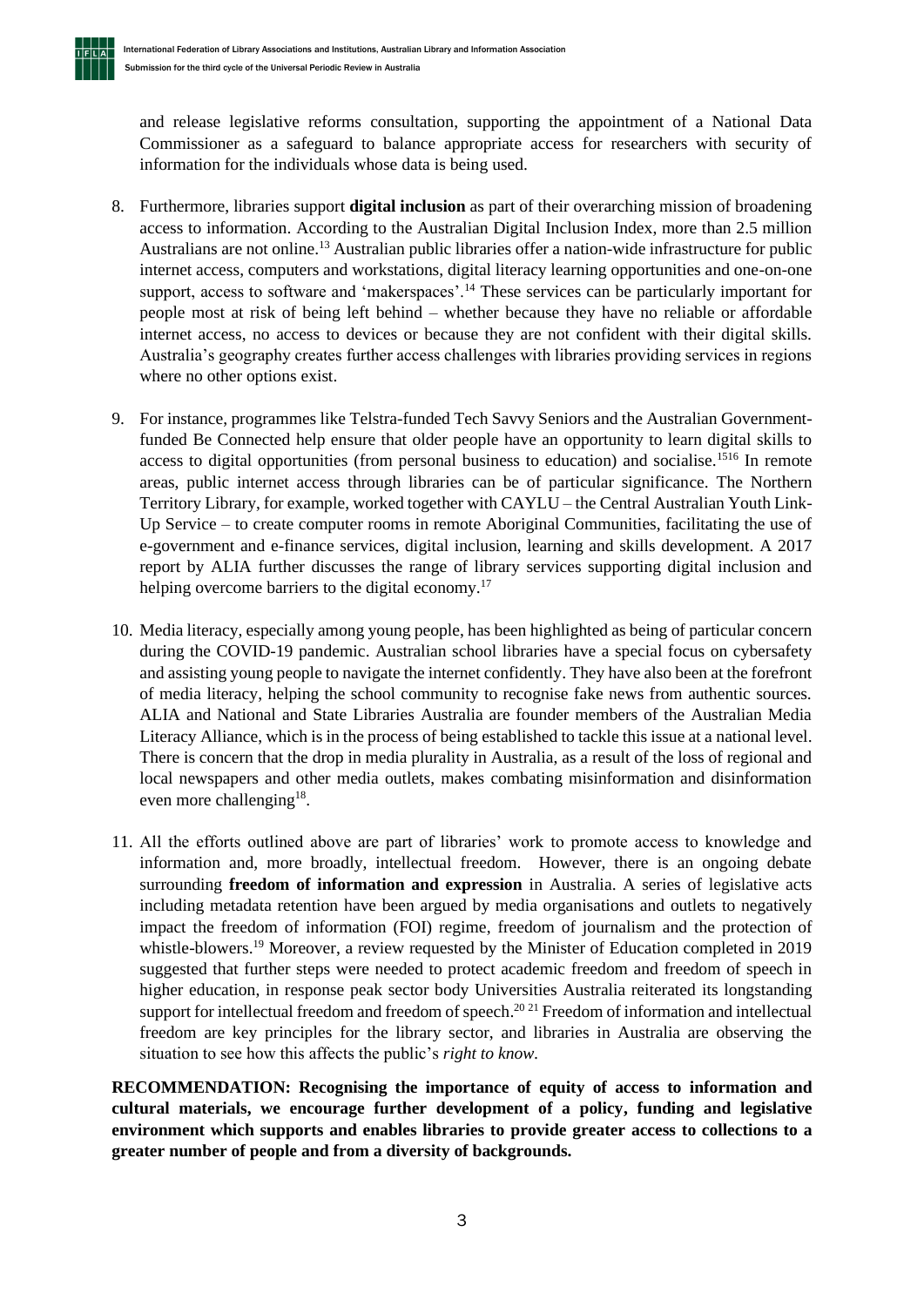and release legislative reforms consultation, supporting the appointment of a National Data Commissioner as a safeguard to balance appropriate access for researchers with security of information for the individuals whose data is being used.

8. Furthermore, libraries support **digital inclusion** as part of their overarching mission of broadening access to information. According to the Australian Digital Inclusion Index, more than 2.5 million Australians are not online.[13] Australian public libraries offer a nation-wide infrastructure for public internet access, computers and workstations, digital literacy learning opportunities and one-on-one support, access to software and 'makerspaces'.[14] These services can be particularly important for people most at risk of being left behind – whether because they have no reliable or affordable internet access, no access to devices or because they are not confident with their digital skills. Australia's geography creates further access challenges with libraries providing services in regions where no other options exist.

9. For instance, programmes like Telstra-funded Tech Savvy Seniors and the Australian Government-funded Be Connected help ensure that older people have an opportunity to learn digital skills to access to digital opportunities (from personal business to education) and socialise.[15][16] In remote areas, public internet access through libraries can be of particular significance. The Northern Territory Library, for example, worked together with CAYLU – the Central Australian Youth Link-Up Service – to create computer rooms in remote Aboriginal Communities, facilitating the use of e-government and e-finance services, digital inclusion, learning and skills development. A 2017 report by ALIA further discusses the range of library services supporting digital inclusion and helping overcome barriers to the digital economy.[17]

10. Media literacy, especially among young people, has been highlighted as being of particular concern during the COVID-19 pandemic. Australian school libraries have a special focus on cybersafety and assisting young people to navigate the internet confidently. They have also been at the forefront of media literacy, helping the school community to recognise fake news from authentic sources. ALIA and National and State Libraries Australia are founder members of the Australian Media Literacy Alliance, which is in the process of being established to tackle this issue at a national level. There is concern that the drop in media plurality in Australia, as a result of the loss of regional and local newspapers and other media outlets, makes combating misinformation and disinformation even more challenging[18].

11. All the efforts outlined above are part of libraries' work to promote access to knowledge and information and, more broadly, intellectual freedom. However, there is an ongoing debate surrounding **freedom of information and expression** in Australia. A series of legislative acts including metadata retention have been argued by media organisations and outlets to negatively impact the freedom of information (FOI) regime, freedom of journalism and the protection of whistle-blowers.[19] Moreover, a review requested by the Minister of Education completed in 2019 suggested that further steps were needed to protect academic freedom and freedom of speech in higher education, in response peak sector body Universities Australia reiterated its longstanding support for intellectual freedom and freedom of speech.[20][21] Freedom of information and intellectual freedom are key principles for the library sector, and libraries in Australia are observing the situation to see how this affects the public's *right to know*.

**RECOMMENDATION: Recognising the importance of equity of access to information and cultural materials, we encourage further development of a policy, funding and legislative environment which supports and enables libraries to provide greater access to collections to a greater number of people and from a diversity of backgrounds.**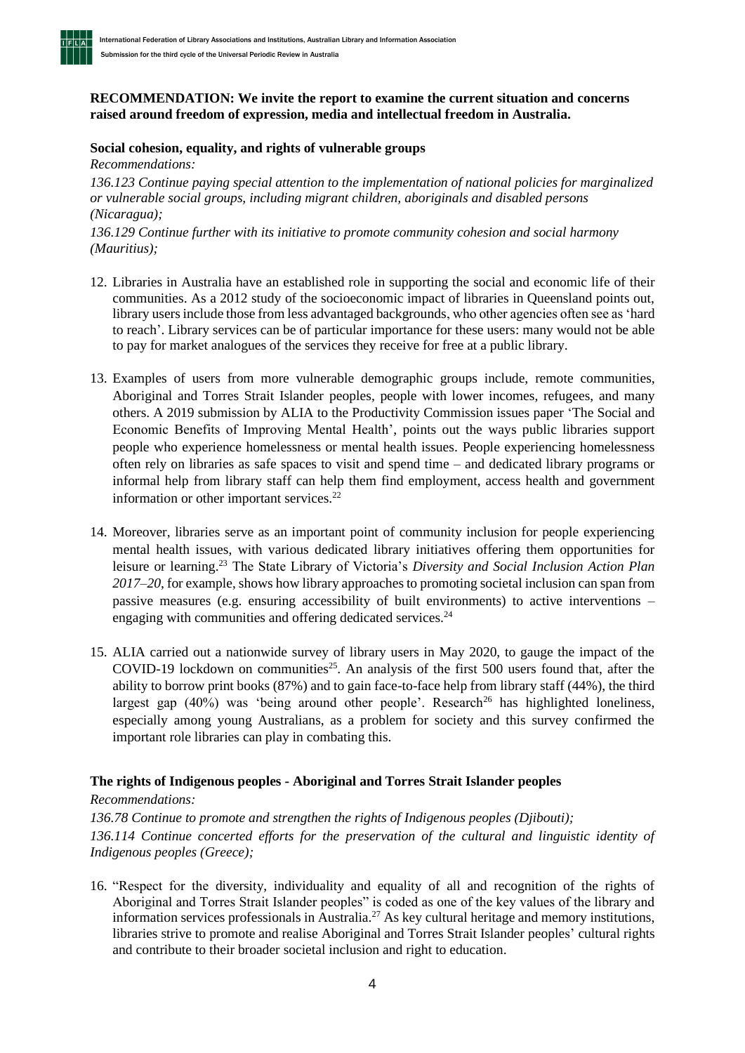**RECOMMENDATION: We invite the report to examine the current situation and concerns raised around freedom of expression, media and intellectual freedom in Australia.**

**Social cohesion, equality, and rights of vulnerable groups**

*Recommendations:*

*136.123 Continue paying special attention to the implementation of national policies for marginalized or vulnerable social groups, including migrant children, aboriginals and disabled persons (Nicaragua);*

*136.129 Continue further with its initiative to promote community cohesion and social harmony (Mauritius);*

12. Libraries in Australia have an established role in supporting the social and economic life of their communities. As a 2012 study of the socioeconomic impact of libraries in Queensland points out, library users include those from less advantaged backgrounds, who other agencies often see as 'hard to reach'. Library services can be of particular importance for these users: many would not be able to pay for market analogues of the services they receive for free at a public library.

13. Examples of users from more vulnerable demographic groups include, remote communities, Aboriginal and Torres Strait Islander peoples, people with lower incomes, refugees, and many others. A 2019 submission by ALIA to the Productivity Commission issues paper 'The Social and Economic Benefits of Improving Mental Health', points out the ways public libraries support people who experience homelessness or mental health issues. People experiencing homelessness often rely on libraries as safe spaces to visit and spend time – and dedicated library programs or informal help from library staff can help them find employment, access health and government information or other important services.[22]

14. Moreover, libraries serve as an important point of community inclusion for people experiencing mental health issues, with various dedicated library initiatives offering them opportunities for leisure or learning.[23] The State Library of Victoria's *Diversity and Social Inclusion Action Plan 2017–20*, for example, shows how library approaches to promoting societal inclusion can span from passive measures (e.g. ensuring accessibility of built environments) to active interventions – engaging with communities and offering dedicated services.[24]

15. ALIA carried out a nationwide survey of library users in May 2020, to gauge the impact of the COVID-19 lockdown on communities[25]. An analysis of the first 500 users found that, after the ability to borrow print books (87%) and to gain face-to-face help from library staff (44%), the third largest gap (40%) was 'being around other people'. Research[26] has highlighted loneliness, especially among young Australians, as a problem for society and this survey confirmed the important role libraries can play in combating this.

**The rights of Indigenous peoples - Aboriginal and Torres Strait Islander peoples**

*Recommendations:*

*136.78 Continue to promote and strengthen the rights of Indigenous peoples (Djibouti);*

*136.114 Continue concerted efforts for the preservation of the cultural and linguistic identity of Indigenous peoples (Greece);*

16. "Respect for the diversity, individuality and equality of all and recognition of the rights of Aboriginal and Torres Strait Islander peoples" is coded as one of the key values of the library and information services professionals in Australia.[27] As key cultural heritage and memory institutions, libraries strive to promote and realise Aboriginal and Torres Strait Islander peoples' cultural rights and contribute to their broader societal inclusion and right to education.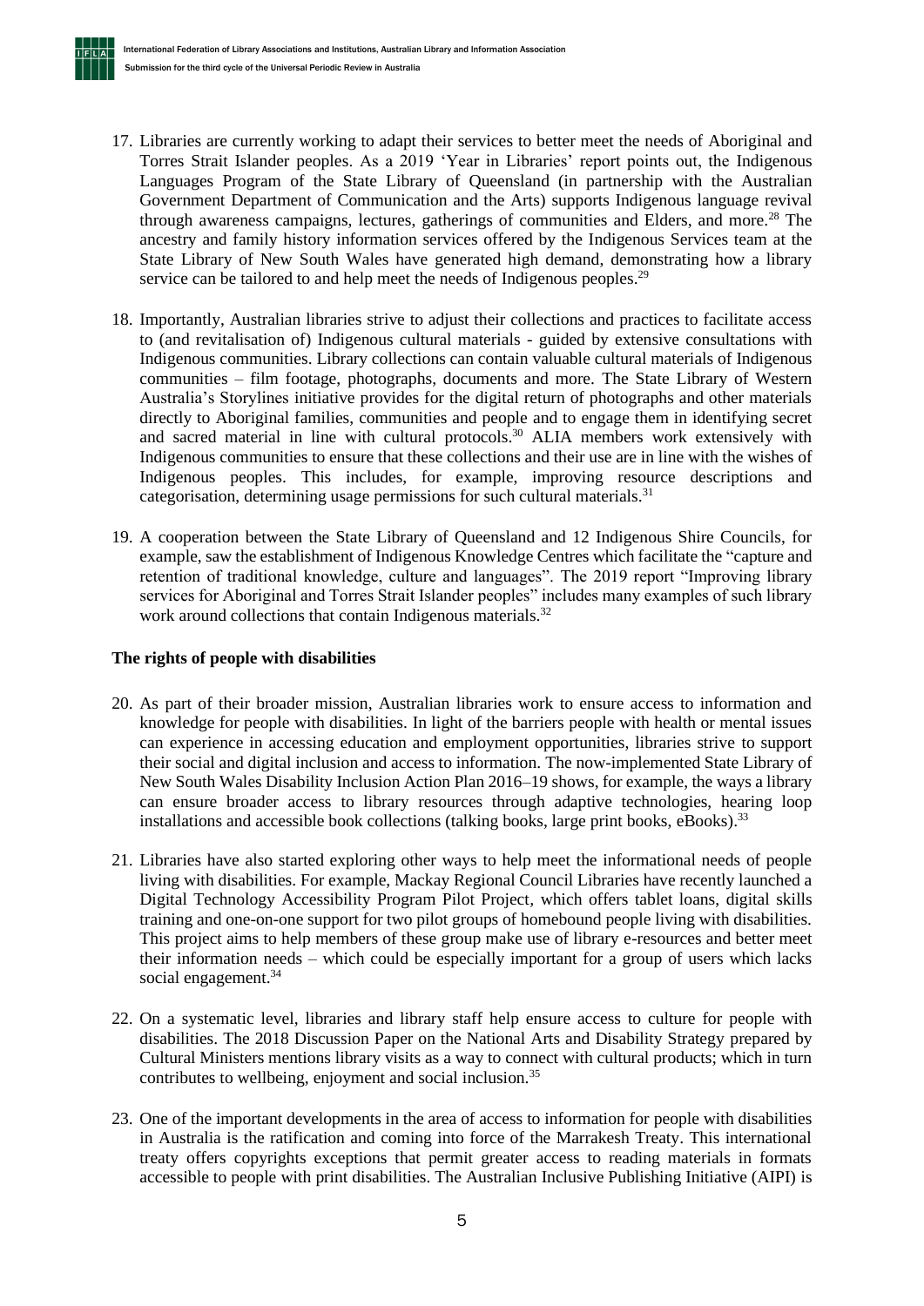17. Libraries are currently working to adapt their services to better meet the needs of Aboriginal and Torres Strait Islander peoples. As a 2019 'Year in Libraries' report points out, the Indigenous Languages Program of the State Library of Queensland (in partnership with the Australian Government Department of Communication and the Arts) supports Indigenous language revival through awareness campaigns, lectures, gatherings of communities and Elders, and more.[28] The ancestry and family history information services offered by the Indigenous Services team at the State Library of New South Wales have generated high demand, demonstrating how a library service can be tailored to and help meet the needs of Indigenous peoples.[29]

18. Importantly, Australian libraries strive to adjust their collections and practices to facilitate access to (and revitalisation of) Indigenous cultural materials - guided by extensive consultations with Indigenous communities. Library collections can contain valuable cultural materials of Indigenous communities – film footage, photographs, documents and more. The State Library of Western Australia's Storylines initiative provides for the digital return of photographs and other materials directly to Aboriginal families, communities and people and to engage them in identifying secret and sacred material in line with cultural protocols.[30] ALIA members work extensively with Indigenous communities to ensure that these collections and their use are in line with the wishes of Indigenous peoples. This includes, for example, improving resource descriptions and categorisation, determining usage permissions for such cultural materials.[31]

19. A cooperation between the State Library of Queensland and 12 Indigenous Shire Councils, for example, saw the establishment of Indigenous Knowledge Centres which facilitate the "capture and retention of traditional knowledge, culture and languages". The 2019 report "Improving library services for Aboriginal and Torres Strait Islander peoples" includes many examples of such library work around collections that contain Indigenous materials.[32]

**The rights of people with disabilities**

20. As part of their broader mission, Australian libraries work to ensure access to information and knowledge for people with disabilities. In light of the barriers people with health or mental issues can experience in accessing education and employment opportunities, libraries strive to support their social and digital inclusion and access to information. The now-implemented State Library of New South Wales Disability Inclusion Action Plan 2016–19 shows, for example, the ways a library can ensure broader access to library resources through adaptive technologies, hearing loop installations and accessible book collections (talking books, large print books, eBooks).[33]

21. Libraries have also started exploring other ways to help meet the informational needs of people living with disabilities. For example, Mackay Regional Council Libraries have recently launched a Digital Technology Accessibility Program Pilot Project, which offers tablet loans, digital skills training and one-on-one support for two pilot groups of homebound people living with disabilities. This project aims to help members of these group make use of library e-resources and better meet their information needs – which could be especially important for a group of users which lacks social engagement.[34]

22. On a systematic level, libraries and library staff help ensure access to culture for people with disabilities. The 2018 Discussion Paper on the National Arts and Disability Strategy prepared by Cultural Ministers mentions library visits as a way to connect with cultural products; which in turn contributes to wellbeing, enjoyment and social inclusion.[35]

23. One of the important developments in the area of access to information for people with disabilities in Australia is the ratification and coming into force of the Marrakesh Treaty. This international treaty offers copyrights exceptions that permit greater access to reading materials in formats accessible to people with print disabilities. The Australian Inclusive Publishing Initiative (AIPI) is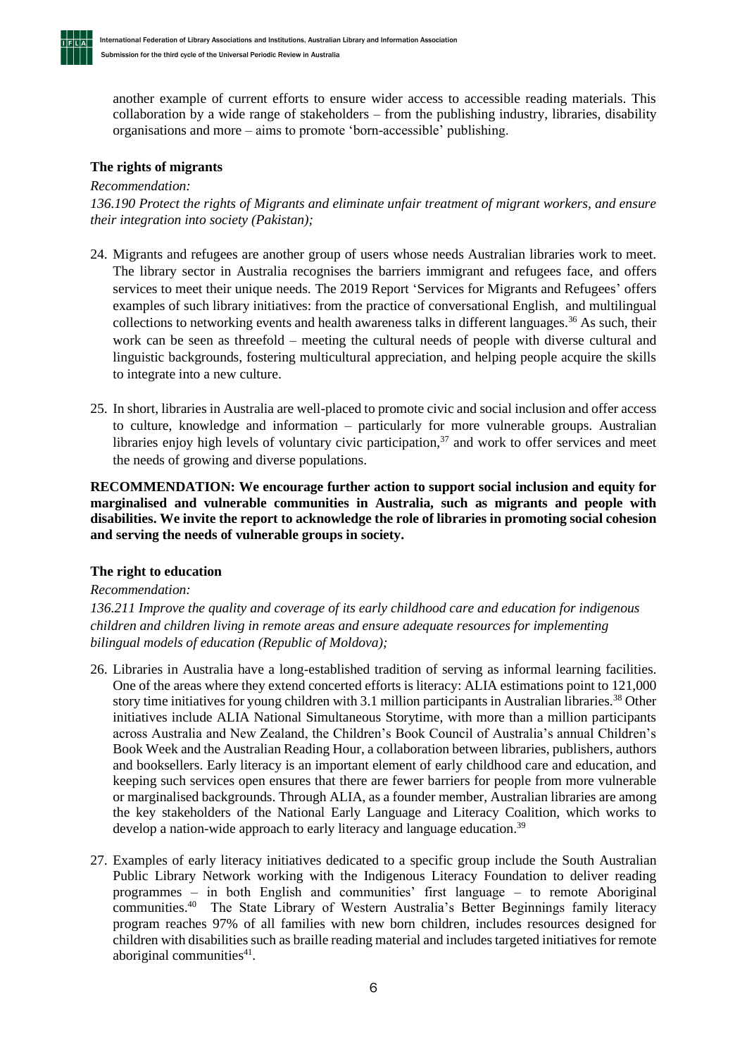another example of current efforts to ensure wider access to accessible reading materials. This collaboration by a wide range of stakeholders – from the publishing industry, libraries, disability organisations and more – aims to promote 'born-accessible' publishing.

**The rights of migrants**

*Recommendation:*

*136.190 Protect the rights of Migrants and eliminate unfair treatment of migrant workers, and ensure their integration into society (Pakistan);*

24. Migrants and refugees are another group of users whose needs Australian libraries work to meet. The library sector in Australia recognises the barriers immigrant and refugees face, and offers services to meet their unique needs. The 2019 Report 'Services for Migrants and Refugees' offers examples of such library initiatives: from the practice of conversational English, and multilingual collections to networking events and health awareness talks in different languages.[36] As such, their work can be seen as threefold – meeting the cultural needs of people with diverse cultural and linguistic backgrounds, fostering multicultural appreciation, and helping people acquire the skills to integrate into a new culture.

25. In short, libraries in Australia are well-placed to promote civic and social inclusion and offer access to culture, knowledge and information – particularly for more vulnerable groups. Australian libraries enjoy high levels of voluntary civic participation,[37] and work to offer services and meet the needs of growing and diverse populations.

**RECOMMENDATION: We encourage further action to support social inclusion and equity for marginalised and vulnerable communities in Australia, such as migrants and people with disabilities. We invite the report to acknowledge the role of libraries in promoting social cohesion and serving the needs of vulnerable groups in society.**

**The right to education**

*Recommendation:*

*136.211 Improve the quality and coverage of its early childhood care and education for indigenous children and children living in remote areas and ensure adequate resources for implementing bilingual models of education (Republic of Moldova);*

26. Libraries in Australia have a long-established tradition of serving as informal learning facilities. One of the areas where they extend concerted efforts is literacy: ALIA estimations point to 121,000 story time initiatives for young children with 3.1 million participants in Australian libraries.[38] Other initiatives include ALIA National Simultaneous Storytime, with more than a million participants across Australia and New Zealand, the Children's Book Council of Australia's annual Children's Book Week and the Australian Reading Hour, a collaboration between libraries, publishers, authors and booksellers. Early literacy is an important element of early childhood care and education, and keeping such services open ensures that there are fewer barriers for people from more vulnerable or marginalised backgrounds. Through ALIA, as a founder member, Australian libraries are among the key stakeholders of the National Early Language and Literacy Coalition, which works to develop a nation-wide approach to early literacy and language education.[39]

27. Examples of early literacy initiatives dedicated to a specific group include the South Australian Public Library Network working with the Indigenous Literacy Foundation to deliver reading programmes – in both English and communities' first language – to remote Aboriginal communities.[40] The State Library of Western Australia's Better Beginnings family literacy program reaches 97% of all families with new born children, includes resources designed for children with disabilities such as braille reading material and includes targeted initiatives for remote aboriginal communities[41].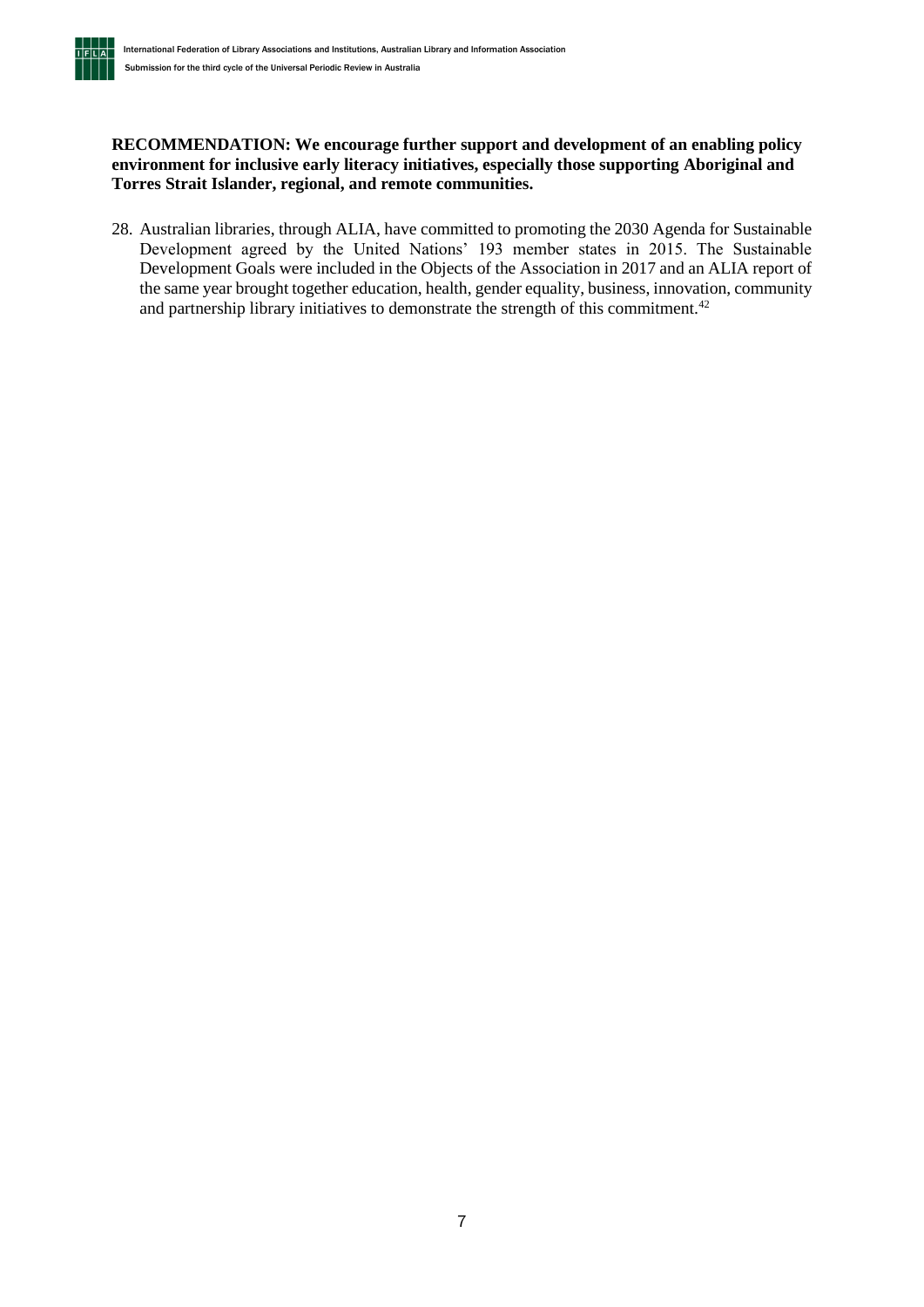**RECOMMENDATION: We encourage further support and development of an enabling policy environment for inclusive early literacy initiatives, especially those supporting Aboriginal and Torres Strait Islander, regional, and remote communities.**

28. Australian libraries, through ALIA, have committed to promoting the 2030 Agenda for Sustainable Development agreed by the United Nations' 193 member states in 2015. The Sustainable Development Goals were included in the Objects of the Association in 2017 and an ALIA report of the same year brought together education, health, gender equality, business, innovation, community and partnership library initiatives to demonstrate the strength of this commitment.[42]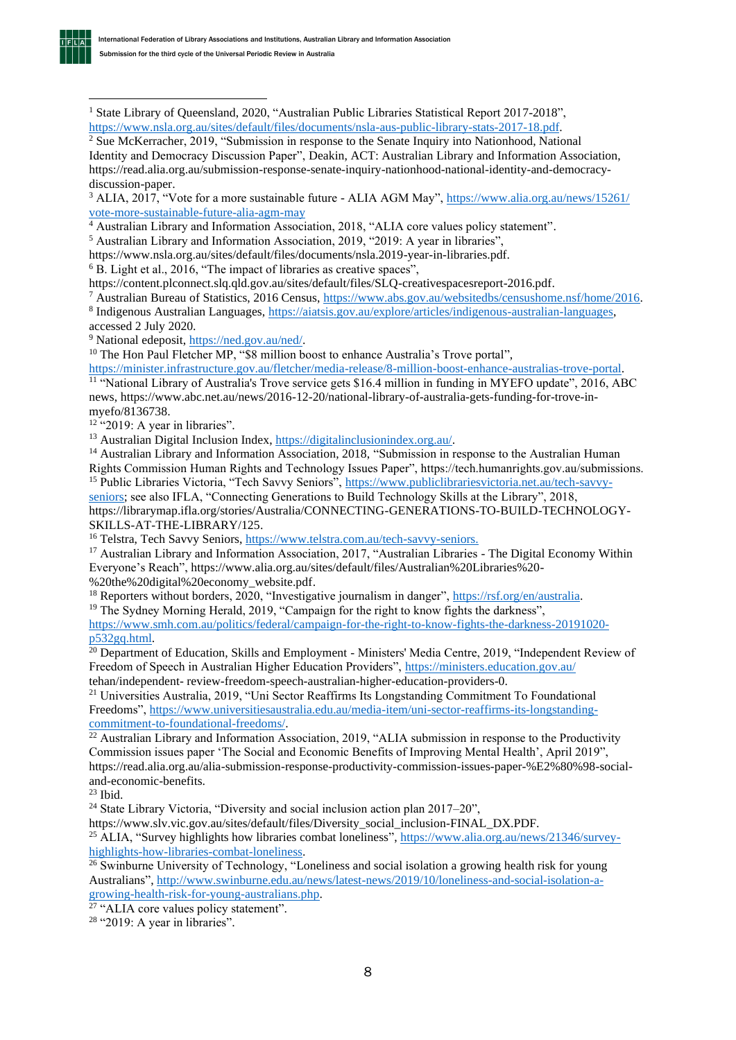[1] State Library of Queensland, 2020, "Australian Public Libraries Statistical Report 2017-2018", https://www.nsla.org.au/sites/default/files/documents/nsla-aus-public-library-stats-2017-18.pdf.

[2] Sue McKerracher, 2019, "Submission in response to the Senate Inquiry into Nationhood, National Identity and Democracy Discussion Paper", Deakin, ACT: Australian Library and Information Association, https://read.alia.org.au/submission-response-senate-inquiry-nationhood-national-identity-and-democracy-discussion-paper.

[3] ALIA, 2017, "Vote for a more sustainable future - ALIA AGM May", https://www.alia.org.au/news/15261/vote-more-sustainable-future-alia-agm-may

[4] Australian Library and Information Association, 2018, "ALIA core values policy statement".

[5] Australian Library and Information Association, 2019, "2019: A year in libraries", https://www.nsla.org.au/sites/default/files/documents/nsla.2019-year-in-libraries.pdf.

[6] B. Light et al., 2016, "The impact of libraries as creative spaces", https://content.plconnect.slq.qld.gov.au/sites/default/files/SLQ-creativespacesreport-2016.pdf.

[7] Australian Bureau of Statistics, 2016 Census, https://www.abs.gov.au/websitedbs/censushome.nsf/home/2016.

[8] Indigenous Australian Languages, https://aiatsis.gov.au/explore/articles/indigenous-australian-languages, accessed 2 July 2020.

[9] National edeposit, https://ned.gov.au/ned/.

[10] The Hon Paul Fletcher MP, "$8 million boost to enhance Australia's Trove portal", https://minister.infrastructure.gov.au/fletcher/media-release/8-million-boost-enhance-australias-trove-portal.

[11] "National Library of Australia's Trove service gets $16.4 million in funding in MYEFO update", 2016, ABC news, https://www.abc.net.au/news/2016-12-20/national-library-of-australia-gets-funding-for-trove-in-myefo/8136738.

[12] "2019: A year in libraries".

[13] Australian Digital Inclusion Index, https://digitalinclusionindex.org.au/.

[14] Australian Library and Information Association, 2018, "Submission in response to the Australian Human Rights Commission Human Rights and Technology Issues Paper", https://tech.humanrights.gov.au/submissions.

[15] Public Libraries Victoria, "Tech Savvy Seniors", https://www.publiclibrariesvictoria.net.au/tech-savvy-seniors; see also IFLA, "Connecting Generations to Build Technology Skills at the Library", 2018, https://librarymap.ifla.org/stories/Australia/CONNECTING-GENERATIONS-TO-BUILD-TECHNOLOGY-SKILLS-AT-THE-LIBRARY/125.

[16] Telstra, Tech Savvy Seniors, https://www.telstra.com.au/tech-savvy-seniors.

[17] Australian Library and Information Association, 2017, "Australian Libraries - The Digital Economy Within Everyone's Reach", https://www.alia.org.au/sites/default/files/Australian%20Libraries%20-%20the%20digital%20economy_website.pdf.

[18] Reporters without borders, 2020, "Investigative journalism in danger", https://rsf.org/en/australia.

[19] The Sydney Morning Herald, 2019, "Campaign for the right to know fights the darkness", https://www.smh.com.au/politics/federal/campaign-for-the-right-to-know-fights-the-darkness-20191020-p532gq.html.

[20] Department of Education, Skills and Employment - Ministers' Media Centre, 2019, "Independent Review of Freedom of Speech in Australian Higher Education Providers", https://ministers.education.gov.au/tehan/independent- review-freedom-speech-australian-higher-education-providers-0.

[21] Universities Australia, 2019, "Uni Sector Reaffirms Its Longstanding Commitment To Foundational Freedoms", https://www.universitiesaustralia.edu.au/media-item/uni-sector-reaffirms-its-longstanding-commitment-to-foundational-freedoms/.

[22] Australian Library and Information Association, 2019, "ALIA submission in response to the Productivity Commission issues paper 'The Social and Economic Benefits of Improving Mental Health', April 2019", https://read.alia.org.au/alia-submission-response-productivity-commission-issues-paper-%E2%80%98-social-and-economic-benefits.

[23] Ibid.

[24] State Library Victoria, "Diversity and social inclusion action plan 2017–20", https://www.slv.vic.gov.au/sites/default/files/Diversity_social_inclusion-FINAL_DX.PDF.

[25] ALIA, "Survey highlights how libraries combat loneliness", https://www.alia.org.au/news/21346/survey-highlights-how-libraries-combat-loneliness.

[26] Swinburne University of Technology, "Loneliness and social isolation a growing health risk for young Australians", http://www.swinburne.edu.au/news/latest-news/2019/10/loneliness-and-social-isolation-a-growing-health-risk-for-young-australians.php.

[27] "ALIA core values policy statement".

[28] "2019: A year in libraries".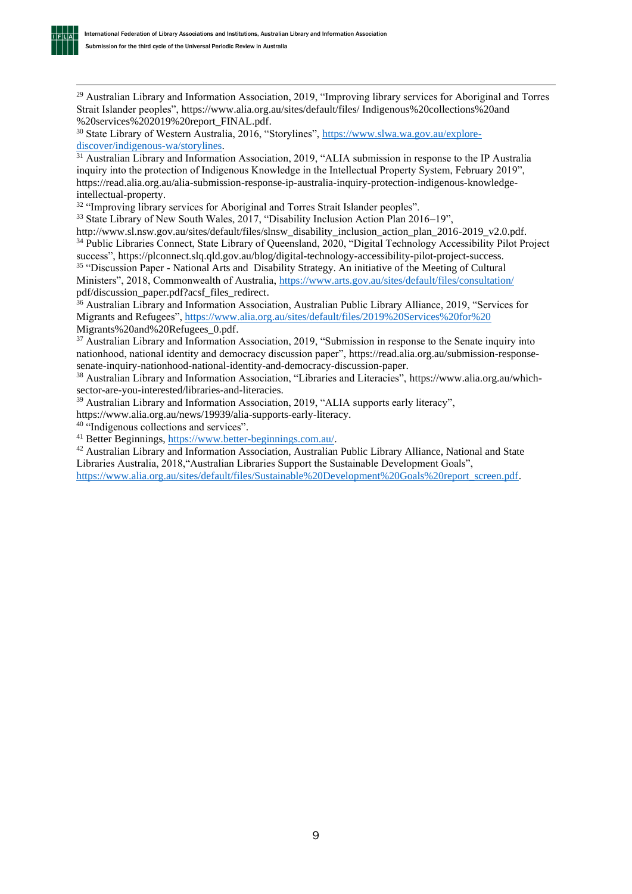[29] Australian Library and Information Association, 2019, "Improving library services for Aboriginal and Torres Strait Islander peoples", https://www.alia.org.au/sites/default/files/ Indigenous%20collections%20and %20services%202019%20report_FINAL.pdf.

[30] State Library of Western Australia, 2016, "Storylines", https://www.slwa.wa.gov.au/explore-discover/indigenous-wa/storylines.

[31] Australian Library and Information Association, 2019, "ALIA submission in response to the IP Australia inquiry into the protection of Indigenous Knowledge in the Intellectual Property System, February 2019", https://read.alia.org.au/alia-submission-response-ip-australia-inquiry-protection-indigenous-knowledge-intellectual-property.

[32] "Improving library services for Aboriginal and Torres Strait Islander peoples".

[33] State Library of New South Wales, 2017, "Disability Inclusion Action Plan 2016–19", http://www.sl.nsw.gov.au/sites/default/files/slnsw_disability_inclusion_action_plan_2016-2019_v2.0.pdf.

[34] Public Libraries Connect, State Library of Queensland, 2020, "Digital Technology Accessibility Pilot Project success", https://plconnect.slq.qld.gov.au/blog/digital-technology-accessibility-pilot-project-success.

[35] "Discussion Paper - National Arts and Disability Strategy. An initiative of the Meeting of Cultural Ministers", 2018, Commonwealth of Australia, https://www.arts.gov.au/sites/default/files/consultation/pdf/discussion_paper.pdf?acsf_files_redirect.

[36] Australian Library and Information Association, Australian Public Library Alliance, 2019, "Services for Migrants and Refugees", https://www.alia.org.au/sites/default/files/2019%20Services%20for%20Migrants%20and%20Refugees_0.pdf.

[37] Australian Library and Information Association, 2019, "Submission in response to the Senate inquiry into nationhood, national identity and democracy discussion paper", https://read.alia.org.au/submission-response-senate-inquiry-nationhood-national-identity-and-democracy-discussion-paper.

[38] Australian Library and Information Association, "Libraries and Literacies", https://www.alia.org.au/which-sector-are-you-interested/libraries-and-literacies.

[39] Australian Library and Information Association, 2019, "ALIA supports early literacy", https://www.alia.org.au/news/19939/alia-supports-early-literacy.

[40] "Indigenous collections and services".

[41] Better Beginnings, https://www.better-beginnings.com.au/.

[42] Australian Library and Information Association, Australian Public Library Alliance, National and State Libraries Australia, 2018,"Australian Libraries Support the Sustainable Development Goals", https://www.alia.org.au/sites/default/files/Sustainable%20Development%20Goals%20report_screen.pdf.